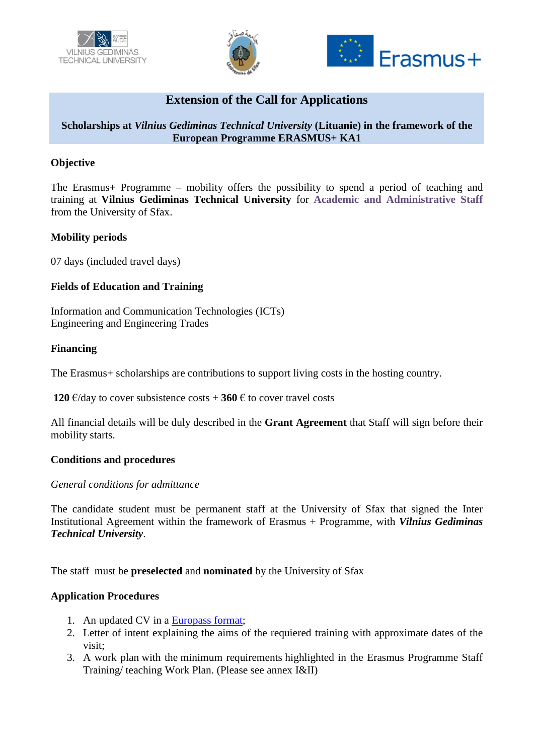# Extension of the Call for Applications

**Scholarships at *Vilnius Gediminas Technical University* (Lituanie) in the framework of the European Programme ERASMUS+ KA1**

**Objective**

The Erasmus+ Programme – mobility offers the possibility to spend a period of teaching and training at **Vilnius Gediminas Technical University** for **Academic and Administrative Staff** from the University of Sfax.

**Mobility periods**

07 days (included travel days)

**Fields of Education and Training**

Information and Communication Technologies (ICTs)
Engineering and Engineering Trades

**Financing**

The Erasmus+ scholarships are contributions to support living costs in the hosting country.

**120** €/day to cover subsistence costs + **360** € to cover travel costs

All financial details will be duly described in the **Grant Agreement** that Staff will sign before their mobility starts.

**Conditions and procedures**

*General conditions for admittance*

The candidate student must be permanent staff at the University of Sfax that signed the Inter Institutional Agreement within the framework of Erasmus + Programme, with ***Vilnius Gediminas Technical University***.

The staff must be **preselected** and **nominated** by the University of Sfax

**Application Procedures**

1. An updated CV in a Europass format;
2. Letter of intent explaining the aims of the requiered training with approximate dates of the visit;
3. A work plan with the minimum requirements highlighted in the Erasmus Programme Staff Training/ teaching Work Plan. (Please see annex I&II)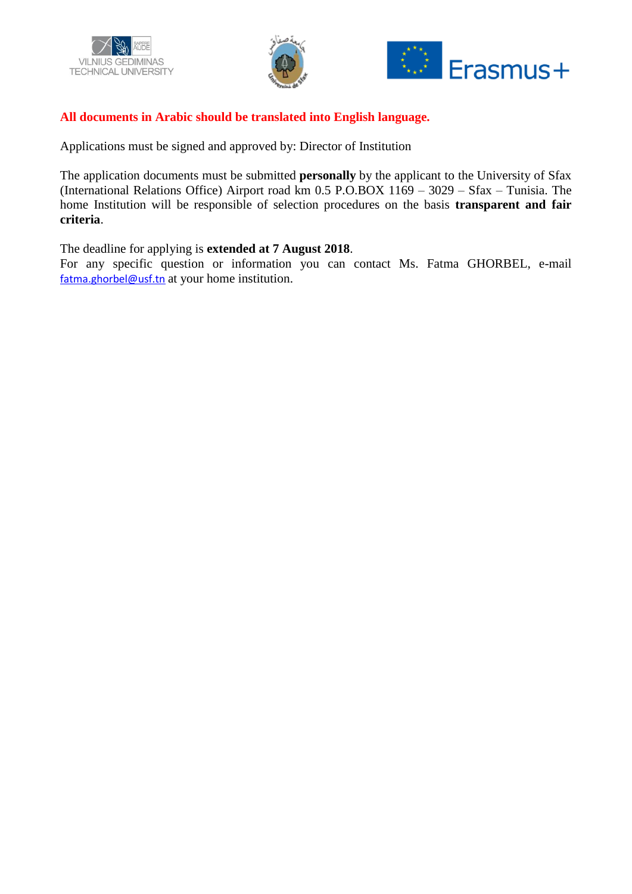**All documents in Arabic should be translated into English language.**

Applications must be signed and approved by: Director of Institution

The application documents must be submitted **personally** by the applicant to the University of Sfax (International Relations Office) Airport road km 0.5 P.O.BOX 1169 – 3029 – Sfax – Tunisia. The home Institution will be responsible of selection procedures on the basis **transparent and fair criteria**.

The deadline for applying is **extended at 7 August 2018**.
For any specific question or information you can contact Ms. Fatma GHORBEL, e-mail fatma.ghorbel@usf.tn at your home institution.